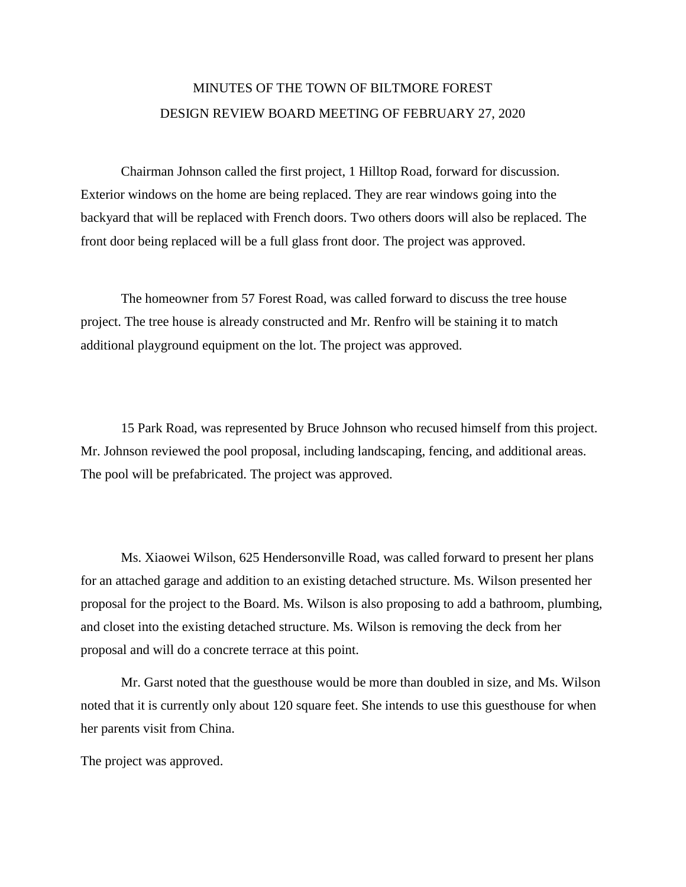# MINUTES OF THE TOWN OF BILTMORE FOREST
# DESIGN REVIEW BOARD MEETING OF FEBRUARY 27, 2020

Chairman Johnson called the first project, 1 Hilltop Road, forward for discussion. Exterior windows on the home are being replaced. They are rear windows going into the backyard that will be replaced with French doors. Two others doors will also be replaced. The front door being replaced will be a full glass front door. The project was approved.

The homeowner from 57 Forest Road, was called forward to discuss the tree house project. The tree house is already constructed and Mr. Renfro will be staining it to match additional playground equipment on the lot. The project was approved.

15 Park Road, was represented by Bruce Johnson who recused himself from this project. Mr. Johnson reviewed the pool proposal, including landscaping, fencing, and additional areas. The pool will be prefabricated. The project was approved.

Ms. Xiaowei Wilson, 625 Hendersonville Road, was called forward to present her plans for an attached garage and addition to an existing detached structure. Ms. Wilson presented her proposal for the project to the Board. Ms. Wilson is also proposing to add a bathroom, plumbing, and closet into the existing detached structure. Ms. Wilson is removing the deck from her proposal and will do a concrete terrace at this point.

Mr. Garst noted that the guesthouse would be more than doubled in size, and Ms. Wilson noted that it is currently only about 120 square feet. She intends to use this guesthouse for when her parents visit from China.

The project was approved.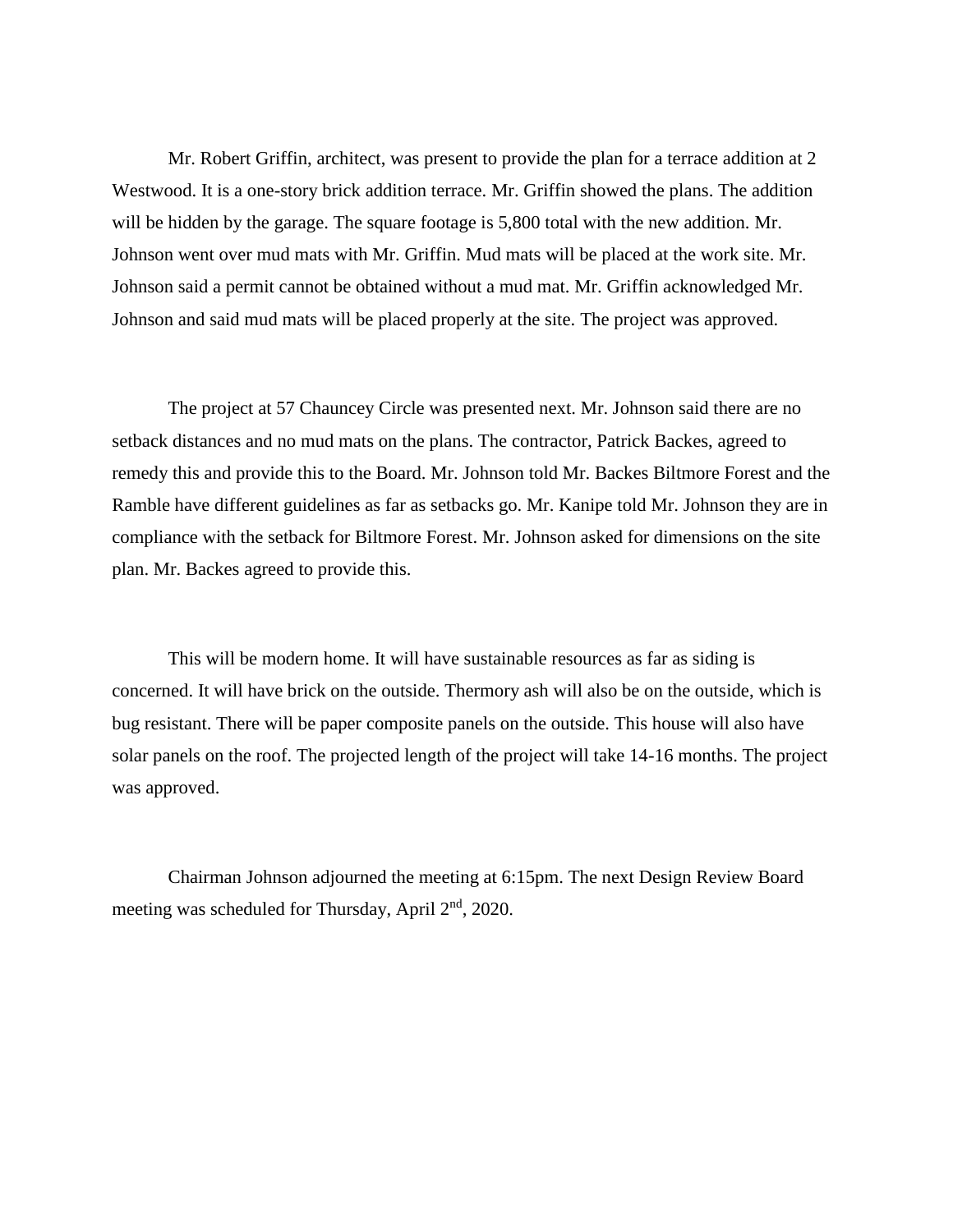Mr. Robert Griffin, architect, was present to provide the plan for a terrace addition at 2 Westwood. It is a one-story brick addition terrace. Mr. Griffin showed the plans. The addition will be hidden by the garage. The square footage is 5,800 total with the new addition. Mr. Johnson went over mud mats with Mr. Griffin. Mud mats will be placed at the work site. Mr. Johnson said a permit cannot be obtained without a mud mat. Mr. Griffin acknowledged Mr. Johnson and said mud mats will be placed properly at the site. The project was approved.

The project at 57 Chauncey Circle was presented next. Mr. Johnson said there are no setback distances and no mud mats on the plans. The contractor, Patrick Backes, agreed to remedy this and provide this to the Board. Mr. Johnson told Mr. Backes Biltmore Forest and the Ramble have different guidelines as far as setbacks go. Mr. Kanipe told Mr. Johnson they are in compliance with the setback for Biltmore Forest. Mr. Johnson asked for dimensions on the site plan. Mr. Backes agreed to provide this.

This will be modern home. It will have sustainable resources as far as siding is concerned. It will have brick on the outside. Thermory ash will also be on the outside, which is bug resistant. There will be paper composite panels on the outside. This house will also have solar panels on the roof. The projected length of the project will take 14-16 months. The project was approved.

Chairman Johnson adjourned the meeting at 6:15pm. The next Design Review Board meeting was scheduled for Thursday, April 2nd, 2020.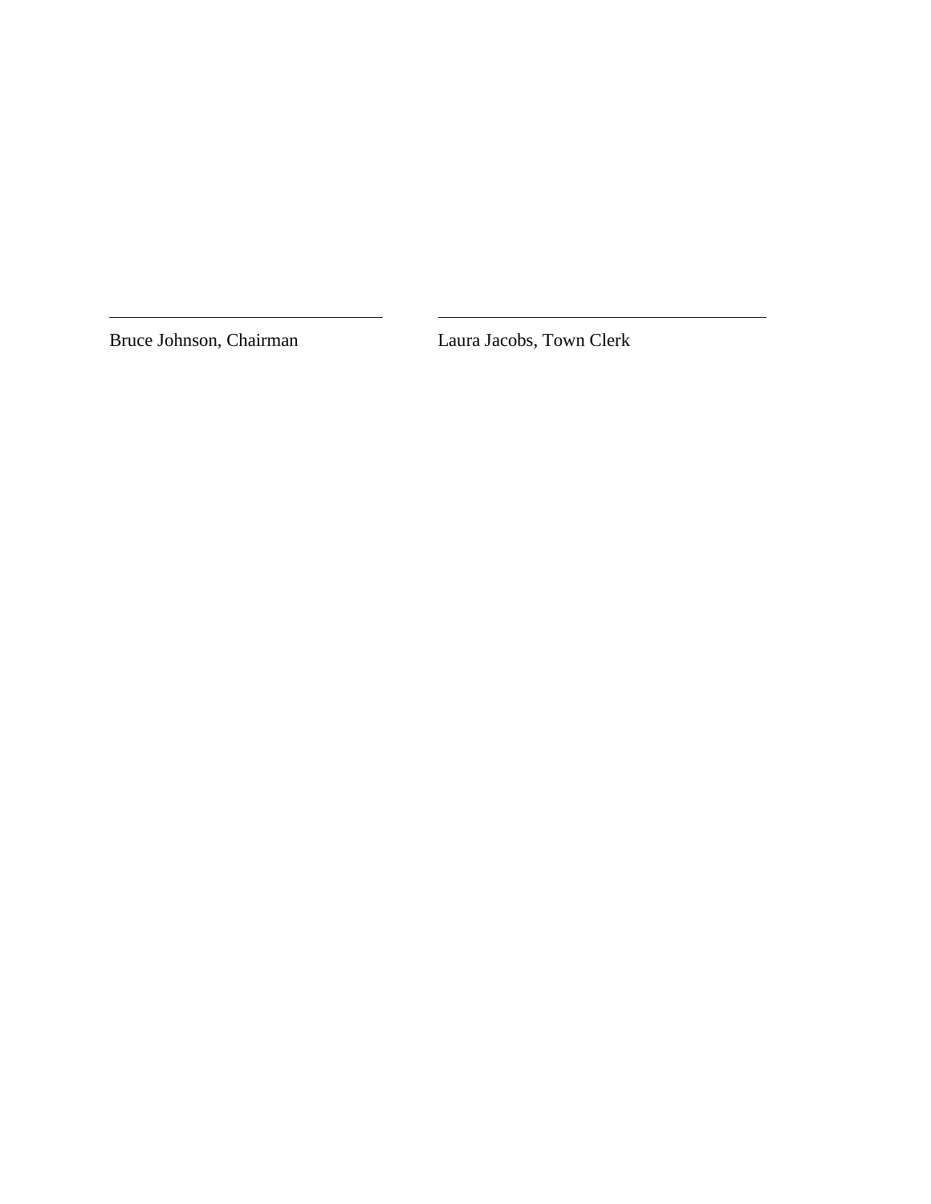\_\_\_\_\_\_\_\_\_\_\_\_\_\_\_\_\_\_\_\_\_\_\_\_\_\_\_\_\_\_\_\_
Bruce Johnson, Chairman

\_\_\_\_\_\_\_\_\_\_\_\_\_\_\_\_\_\_\_\_\_\_\_\_\_\_\_\_\_\_\_\_
Laura Jacobs, Town Clerk